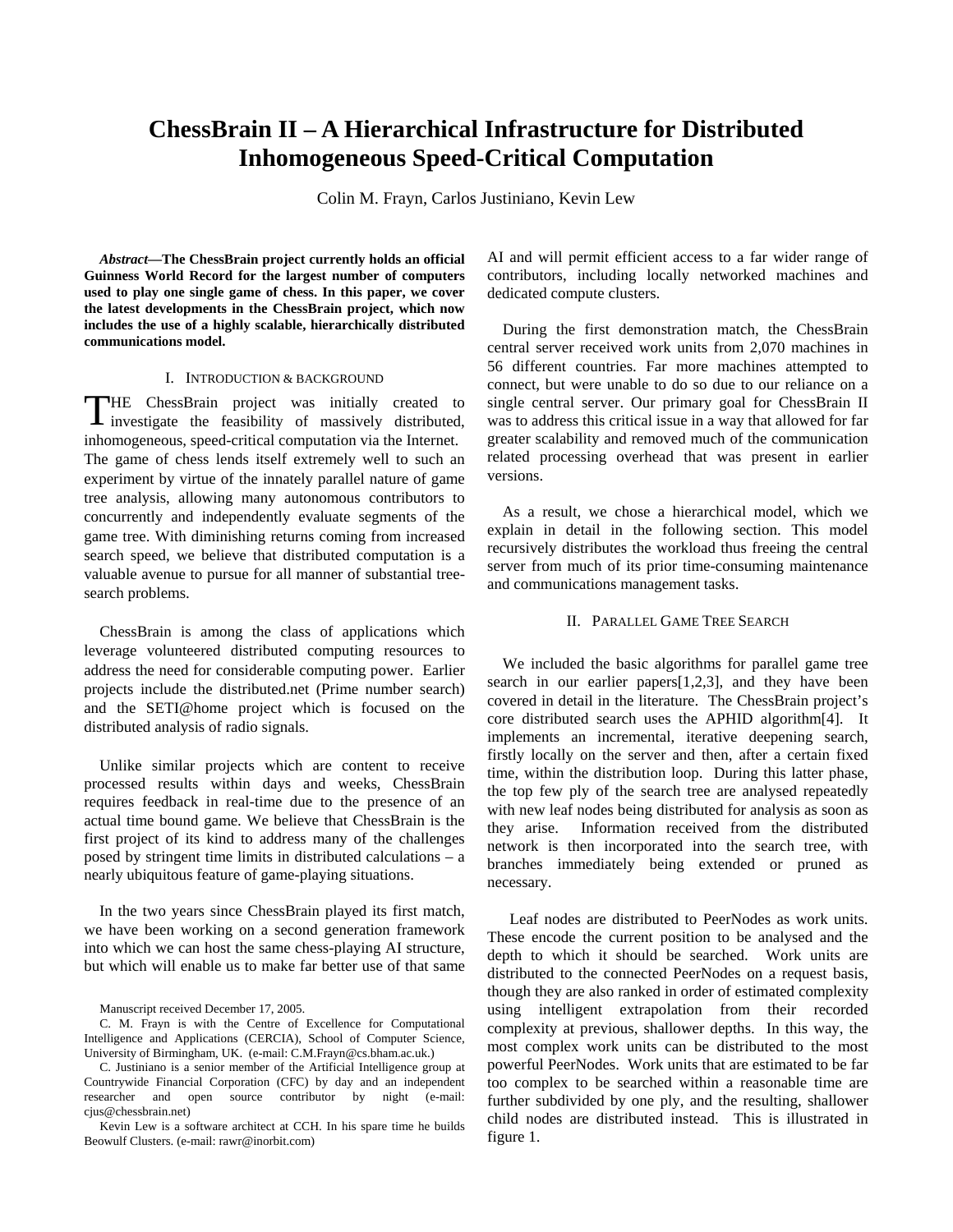# ChessBrain II – A Hierarchical Infrastructure for Distributed Inhomogeneous Speed-Critical Computation

Colin M. Frayn, Carlos Justiniano, Kevin Lew

***Abstract*—The ChessBrain project currently holds an official Guinness World Record for the largest number of computers used to play one single game of chess. In this paper, we cover the latest developments in the ChessBrain project, which now includes the use of a highly scalable, hierarchically distributed communications model.**

## I. Introduction & Background

The ChessBrain project was initially created to investigate the feasibility of massively distributed, inhomogeneous, speed-critical computation via the Internet. The game of chess lends itself extremely well to such an experiment by virtue of the innately parallel nature of game tree analysis, allowing many autonomous contributors to concurrently and independently evaluate segments of the game tree. With diminishing returns coming from increased search speed, we believe that distributed computation is a valuable avenue to pursue for all manner of substantial tree-search problems.

ChessBrain is among the class of applications which leverage volunteered distributed computing resources to address the need for considerable computing power. Earlier projects include the distributed.net (Prime number search) and the SETI@home project which is focused on the distributed analysis of radio signals.

Unlike similar projects which are content to receive processed results within days and weeks, ChessBrain requires feedback in real-time due to the presence of an actual time bound game. We believe that ChessBrain is the first project of its kind to address many of the challenges posed by stringent time limits in distributed calculations – a nearly ubiquitous feature of game-playing situations.

In the two years since ChessBrain played its first match, we have been working on a second generation framework into which we can host the same chess-playing AI structure, but which will enable us to make far better use of that same AI and will permit efficient access to a far wider range of contributors, including locally networked machines and dedicated compute clusters.

During the first demonstration match, the ChessBrain central server received work units from 2,070 machines in 56 different countries. Far more machines attempted to connect, but were unable to do so due to our reliance on a single central server. Our primary goal for ChessBrain II was to address this critical issue in a way that allowed for far greater scalability and removed much of the communication related processing overhead that was present in earlier versions.

As a result, we chose a hierarchical model, which we explain in detail in the following section. This model recursively distributes the workload thus freeing the central server from much of its prior time-consuming maintenance and communications management tasks.

## II. Parallel Game Tree Search

We included the basic algorithms for parallel game tree search in our earlier papers[1,2,3], and they have been covered in detail in the literature. The ChessBrain project's core distributed search uses the APHID algorithm[4]. It implements an incremental, iterative deepening search, firstly locally on the server and then, after a certain fixed time, within the distribution loop. During this latter phase, the top few ply of the search tree are analysed repeatedly with new leaf nodes being distributed for analysis as soon as they arise. Information received from the distributed network is then incorporated into the search tree, with branches immediately being extended or pruned as necessary.

Leaf nodes are distributed to PeerNodes as work units. These encode the current position to be analysed and the depth to which it should be searched. Work units are distributed to the connected PeerNodes on a request basis, though they are also ranked in order of estimated complexity using intelligent extrapolation from their recorded complexity at previous, shallower depths. In this way, the most complex work units can be distributed to the most powerful PeerNodes. Work units that are estimated to be far too complex to be searched within a reasonable time are further subdivided by one ply, and the resulting, shallower child nodes are distributed instead. This is illustrated in figure 1.

Manuscript received December 17, 2005.

C. M. Frayn is with the Centre of Excellence for Computational Intelligence and Applications (CERCIA), School of Computer Science, University of Birmingham, UK. (e-mail: C.M.Frayn@cs.bham.ac.uk.)

C. Justiniano is a senior member of the Artificial Intelligence group at Countrywide Financial Corporation (CFC) by day and an independent researcher and open source contributor by night (e-mail: cjus@chessbrain.net)

Kevin Lew is a software architect at CCH. In his spare time he builds Beowulf Clusters. (e-mail: rawr@inorbit.com)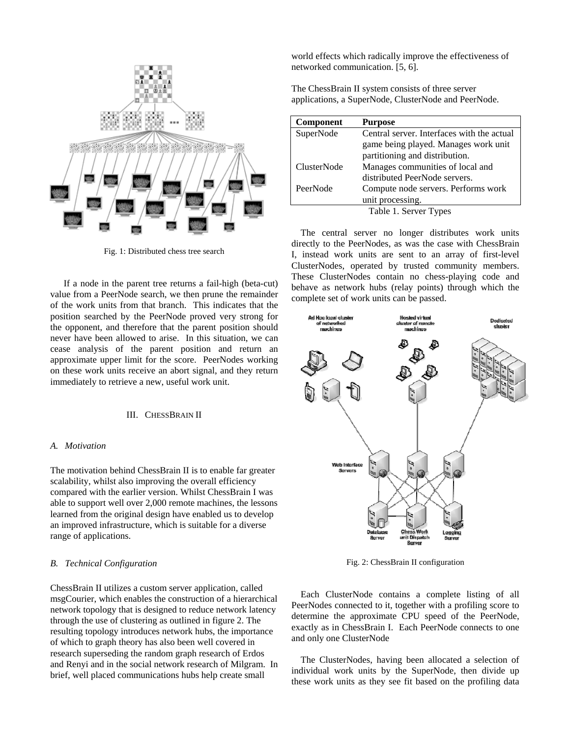Fig. 1: Distributed chess tree search

If a node in the parent tree returns a fail-high (beta-cut) value from a PeerNode search, we then prune the remainder of the work units from that branch. This indicates that the position searched by the PeerNode proved very strong for the opponent, and therefore that the parent position should never have been allowed to arise. In this situation, we can cease analysis of the parent position and return an approximate upper limit for the score. PeerNodes working on these work units receive an abort signal, and they return immediately to retrieve a new, useful work unit.

## III. ChessBrain II

### A. Motivation

The motivation behind ChessBrain II is to enable far greater scalability, whilst also improving the overall efficiency compared with the earlier version. Whilst ChessBrain I was able to support well over 2,000 remote machines, the lessons learned from the original design have enabled us to develop an improved infrastructure, which is suitable for a diverse range of applications.

### B. Technical Configuration

ChessBrain II utilizes a custom server application, called msgCourier, which enables the construction of a hierarchical network topology that is designed to reduce network latency through the use of clustering as outlined in figure 2. The resulting topology introduces network hubs, the importance of which to graph theory has also been well covered in research superseding the random graph research of Erdos and Renyi and in the social network research of Milgram. In brief, well placed communications hubs help create small world effects which radically improve the effectiveness of networked communication. [5, 6].

The ChessBrain II system consists of three server applications, a SuperNode, ClusterNode and PeerNode.

| Component | Purpose |
| --- | --- |
| SuperNode | Central server. Interfaces with the actual game being played. Manages work unit partitioning and distribution. |
| ClusterNode | Manages communities of local and distributed PeerNode servers. |
| PeerNode | Compute node servers. Performs work unit processing. |

Table 1. Server Types

The central server no longer distributes work units directly to the PeerNodes, as was the case with ChessBrain I, instead work units are sent to an array of first-level ClusterNodes, operated by trusted community members. These ClusterNodes contain no chess-playing code and behave as network hubs (relay points) through which the complete set of work units can be passed.

Fig. 2: ChessBrain II configuration

Each ClusterNode contains a complete listing of all PeerNodes connected to it, together with a profiling score to determine the approximate CPU speed of the PeerNode, exactly as in ChessBrain I. Each PeerNode connects to one and only one ClusterNode

The ClusterNodes, having been allocated a selection of individual work units by the SuperNode, then divide up these work units as they see fit based on the profiling data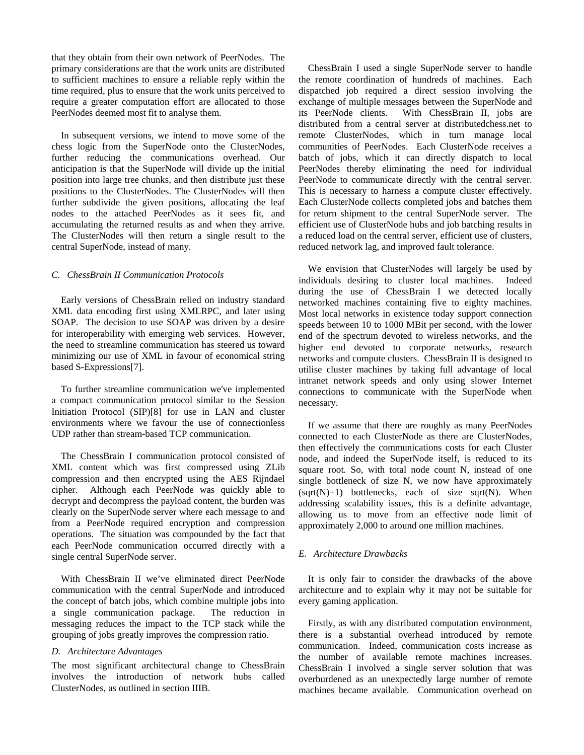that they obtain from their own network of PeerNodes. The primary considerations are that the work units are distributed to sufficient machines to ensure a reliable reply within the time required, plus to ensure that the work units perceived to require a greater computation effort are allocated to those PeerNodes deemed most fit to analyse them.

In subsequent versions, we intend to move some of the chess logic from the SuperNode onto the ClusterNodes, further reducing the communications overhead. Our anticipation is that the SuperNode will divide up the initial position into large tree chunks, and then distribute just these positions to the ClusterNodes. The ClusterNodes will then further subdivide the given positions, allocating the leaf nodes to the attached PeerNodes as it sees fit, and accumulating the returned results as and when they arrive. The ClusterNodes will then return a single result to the central SuperNode, instead of many.

### *C. ChessBrain II Communication Protocols*

Early versions of ChessBrain relied on industry standard XML data encoding first using XMLRPC, and later using SOAP. The decision to use SOAP was driven by a desire for interoperability with emerging web services. However, the need to streamline communication has steered us toward minimizing our use of XML in favour of economical string based S-Expressions[7].

To further streamline communication we've implemented a compact communication protocol similar to the Session Initiation Protocol (SIP)[8] for use in LAN and cluster environments where we favour the use of connectionless UDP rather than stream-based TCP communication.

The ChessBrain I communication protocol consisted of XML content which was first compressed using ZLib compression and then encrypted using the AES Rijndael cipher. Although each PeerNode was quickly able to decrypt and decompress the payload content, the burden was clearly on the SuperNode server where each message to and from a PeerNode required encryption and compression operations. The situation was compounded by the fact that each PeerNode communication occurred directly with a single central SuperNode server.

With ChessBrain II we've eliminated direct PeerNode communication with the central SuperNode and introduced the concept of batch jobs, which combine multiple jobs into a single communication package. The reduction in messaging reduces the impact to the TCP stack while the grouping of jobs greatly improves the compression ratio.

### *D. Architecture Advantages*

The most significant architectural change to ChessBrain involves the introduction of network hubs called ClusterNodes, as outlined in section IIIB.

ChessBrain I used a single SuperNode server to handle the remote coordination of hundreds of machines. Each dispatched job required a direct session involving the exchange of multiple messages between the SuperNode and its PeerNode clients. With ChessBrain II, jobs are distributed from a central server at distributedchess.net to remote ClusterNodes, which in turn manage local communities of PeerNodes. Each ClusterNode receives a batch of jobs, which it can directly dispatch to local PeerNodes thereby eliminating the need for individual PeerNode to communicate directly with the central server. This is necessary to harness a compute cluster effectively. Each ClusterNode collects completed jobs and batches them for return shipment to the central SuperNode server. The efficient use of ClusterNode hubs and job batching results in a reduced load on the central server, efficient use of clusters, reduced network lag, and improved fault tolerance.

We envision that ClusterNodes will largely be used by individuals desiring to cluster local machines. Indeed during the use of ChessBrain I we detected locally networked machines containing five to eighty machines. Most local networks in existence today support connection speeds between 10 to 1000 MBit per second, with the lower end of the spectrum devoted to wireless networks, and the higher end devoted to corporate networks, research networks and compute clusters. ChessBrain II is designed to utilise cluster machines by taking full advantage of local intranet network speeds and only using slower Internet connections to communicate with the SuperNode when necessary.

If we assume that there are roughly as many PeerNodes connected to each ClusterNode as there are ClusterNodes, then effectively the communications costs for each Cluster node, and indeed the SuperNode itself, is reduced to its square root. So, with total node count N, instead of one single bottleneck of size N, we now have approximately $(\sqrt{N}+1)$ bottlenecks, each of size $\sqrt{N}$. When addressing scalability issues, this is a definite advantage, allowing us to move from an effective node limit of approximately 2,000 to around one million machines.

### *E. Architecture Drawbacks*

It is only fair to consider the drawbacks of the above architecture and to explain why it may not be suitable for every gaming application.

Firstly, as with any distributed computation environment, there is a substantial overhead introduced by remote communication. Indeed, communication costs increase as the number of available remote machines increases. ChessBrain I involved a single server solution that was overburdened as an unexpectedly large number of remote machines became available. Communication overhead on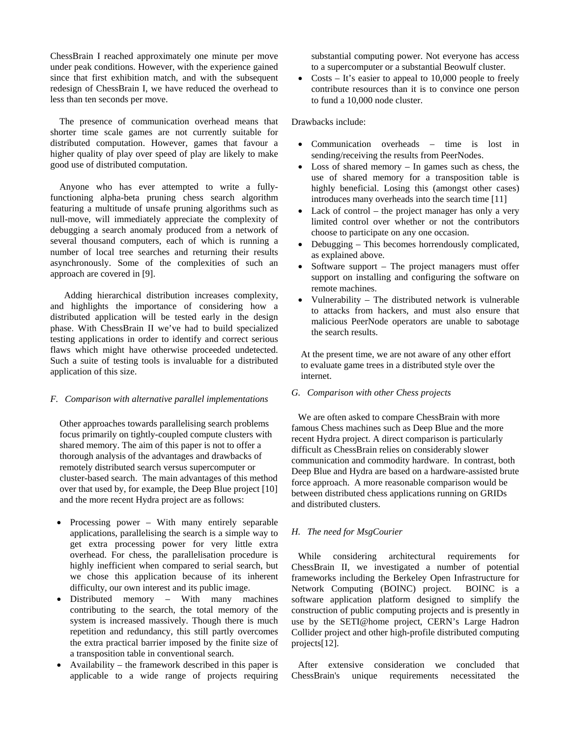ChessBrain I reached approximately one minute per move under peak conditions. However, with the experience gained since that first exhibition match, and with the subsequent redesign of ChessBrain I, we have reduced the overhead to less than ten seconds per move.

The presence of communication overhead means that shorter time scale games are not currently suitable for distributed computation. However, games that favour a higher quality of play over speed of play are likely to make good use of distributed computation.

Anyone who has ever attempted to write a fully-functioning alpha-beta pruning chess search algorithm featuring a multitude of unsafe pruning algorithms such as null-move, will immediately appreciate the complexity of debugging a search anomaly produced from a network of several thousand computers, each of which is running a number of local tree searches and returning their results asynchronously. Some of the complexities of such an approach are covered in [9].

Adding hierarchical distribution increases complexity, and highlights the importance of considering how a distributed application will be tested early in the design phase. With ChessBrain II we've had to build specialized testing applications in order to identify and correct serious flaws which might have otherwise proceeded undetected. Such a suite of testing tools is invaluable for a distributed application of this size.

### *F. Comparison with alternative parallel implementations*

Other approaches towards parallelising search problems focus primarily on tightly-coupled compute clusters with shared memory. The aim of this paper is not to offer a thorough analysis of the advantages and drawbacks of remotely distributed search versus supercomputer or cluster-based search. The main advantages of this method over that used by, for example, the Deep Blue project [10] and the more recent Hydra project are as follows:

- Processing power – With many entirely separable applications, parallelising the search is a simple way to get extra processing power for very little extra overhead. For chess, the parallelisation procedure is highly inefficient when compared to serial search, but we chose this application because of its inherent difficulty, our own interest and its public image.
- Distributed memory – With many machines contributing to the search, the total memory of the system is increased massively. Though there is much repetition and redundancy, this still partly overcomes the extra practical barrier imposed by the finite size of a transposition table in conventional search.
- Availability – the framework described in this paper is applicable to a wide range of projects requiring substantial computing power. Not everyone has access to a supercomputer or a substantial Beowulf cluster.
- Costs – It's easier to appeal to 10,000 people to freely contribute resources than it is to convince one person to fund a 10,000 node cluster.

Drawbacks include:

- Communication overheads – time is lost in sending/receiving the results from PeerNodes.
- Loss of shared memory – In games such as chess, the use of shared memory for a transposition table is highly beneficial. Losing this (amongst other cases) introduces many overheads into the search time [11]
- Lack of control – the project manager has only a very limited control over whether or not the contributors choose to participate on any one occasion.
- Debugging – This becomes horrendously complicated, as explained above.
- Software support – The project managers must offer support on installing and configuring the software on remote machines.
- Vulnerability – The distributed network is vulnerable to attacks from hackers, and must also ensure that malicious PeerNode operators are unable to sabotage the search results.

At the present time, we are not aware of any other effort to evaluate game trees in a distributed style over the internet.

### *G. Comparison with other Chess projects*

We are often asked to compare ChessBrain with more famous Chess machines such as Deep Blue and the more recent Hydra project. A direct comparison is particularly difficult as ChessBrain relies on considerably slower communication and commodity hardware. In contrast, both Deep Blue and Hydra are based on a hardware-assisted brute force approach. A more reasonable comparison would be between distributed chess applications running on GRIDs and distributed clusters.

### *H. The need for MsgCourier*

While considering architectural requirements for ChessBrain II, we investigated a number of potential frameworks including the Berkeley Open Infrastructure for Network Computing (BOINC) project. BOINC is a software application platform designed to simplify the construction of public computing projects and is presently in use by the SETI@home project, CERN's Large Hadron Collider project and other high-profile distributed computing projects[12].

After extensive consideration we concluded that ChessBrain's unique requirements necessitated the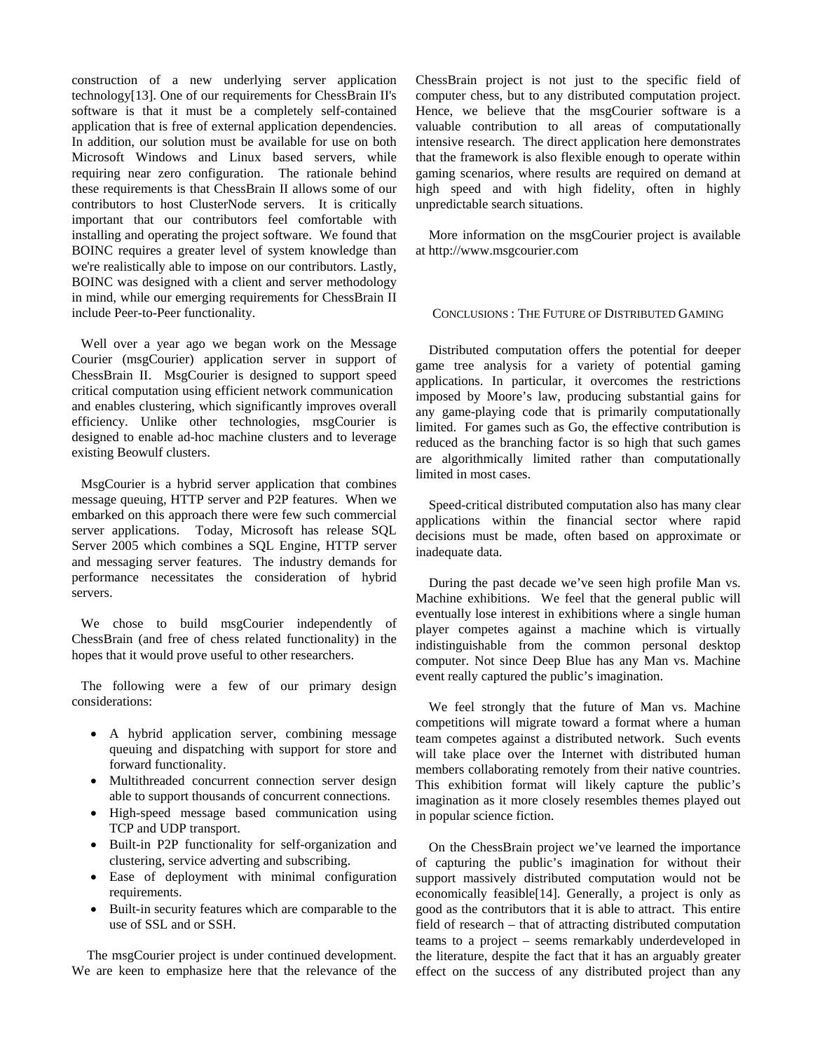construction of a new underlying server application technology[13]. One of our requirements for ChessBrain II's software is that it must be a completely self-contained application that is free of external application dependencies. In addition, our solution must be available for use on both Microsoft Windows and Linux based servers, while requiring near zero configuration. The rationale behind these requirements is that ChessBrain II allows some of our contributors to host ClusterNode servers. It is critically important that our contributors feel comfortable with installing and operating the project software. We found that BOINC requires a greater level of system knowledge than we're realistically able to impose on our contributors. Lastly, BOINC was designed with a client and server methodology in mind, while our emerging requirements for ChessBrain II include Peer-to-Peer functionality.

Well over a year ago we began work on the Message Courier (msgCourier) application server in support of ChessBrain II. MsgCourier is designed to support speed critical computation using efficient network communication and enables clustering, which significantly improves overall efficiency. Unlike other technologies, msgCourier is designed to enable ad-hoc machine clusters and to leverage existing Beowulf clusters.

MsgCourier is a hybrid server application that combines message queuing, HTTP server and P2P features. When we embarked on this approach there were few such commercial server applications. Today, Microsoft has release SQL Server 2005 which combines a SQL Engine, HTTP server and messaging server features. The industry demands for performance necessitates the consideration of hybrid servers.

We chose to build msgCourier independently of ChessBrain (and free of chess related functionality) in the hopes that it would prove useful to other researchers.

The following were a few of our primary design considerations:

- A hybrid application server, combining message queuing and dispatching with support for store and forward functionality.
- Multithreaded concurrent connection server design able to support thousands of concurrent connections.
- High-speed message based communication using TCP and UDP transport.
- Built-in P2P functionality for self-organization and clustering, service adverting and subscribing.
- Ease of deployment with minimal configuration requirements.
- Built-in security features which are comparable to the use of SSL and or SSH.

The msgCourier project is under continued development. We are keen to emphasize here that the relevance of the ChessBrain project is not just to the specific field of computer chess, but to any distributed computation project. Hence, we believe that the msgCourier software is a valuable contribution to all areas of computationally intensive research. The direct application here demonstrates that the framework is also flexible enough to operate within gaming scenarios, where results are required on demand at high speed and with high fidelity, often in highly unpredictable search situations.

More information on the msgCourier project is available at http://www.msgcourier.com

## Conclusions : The Future of Distributed Gaming

Distributed computation offers the potential for deeper game tree analysis for a variety of potential gaming applications. In particular, it overcomes the restrictions imposed by Moore's law, producing substantial gains for any game-playing code that is primarily computationally limited. For games such as Go, the effective contribution is reduced as the branching factor is so high that such games are algorithmically limited rather than computationally limited in most cases.

Speed-critical distributed computation also has many clear applications within the financial sector where rapid decisions must be made, often based on approximate or inadequate data.

During the past decade we've seen high profile Man vs. Machine exhibitions. We feel that the general public will eventually lose interest in exhibitions where a single human player competes against a machine which is virtually indistinguishable from the common personal desktop computer. Not since Deep Blue has any Man vs. Machine event really captured the public's imagination.

We feel strongly that the future of Man vs. Machine competitions will migrate toward a format where a human team competes against a distributed network. Such events will take place over the Internet with distributed human members collaborating remotely from their native countries. This exhibition format will likely capture the public's imagination as it more closely resembles themes played out in popular science fiction.

On the ChessBrain project we've learned the importance of capturing the public's imagination for without their support massively distributed computation would not be economically feasible[14]. Generally, a project is only as good as the contributors that it is able to attract. This entire field of research – that of attracting distributed computation teams to a project – seems remarkably underdeveloped in the literature, despite the fact that it has an arguably greater effect on the success of any distributed project than any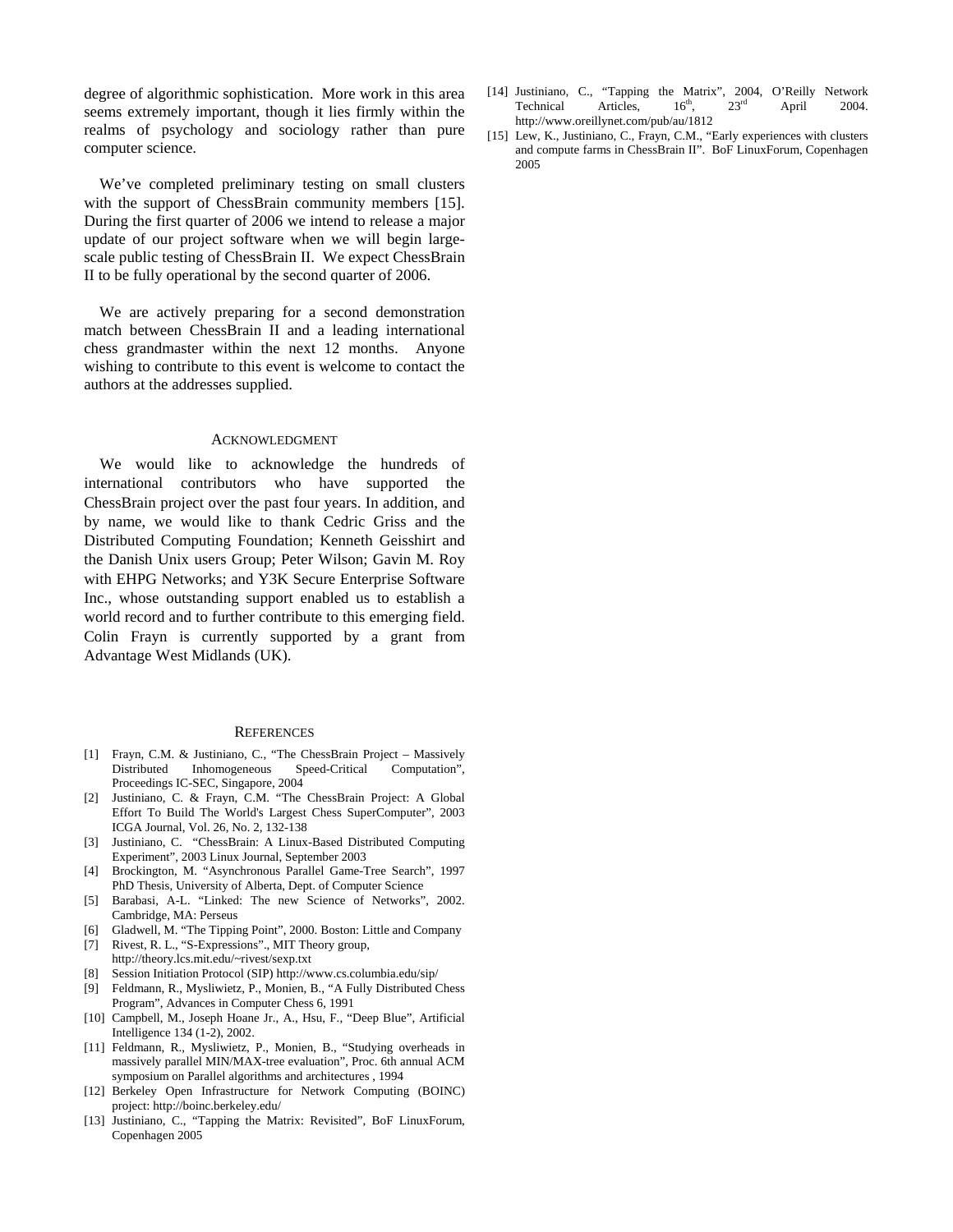degree of algorithmic sophistication. More work in this area seems extremely important, though it lies firmly within the realms of psychology and sociology rather than pure computer science.

We've completed preliminary testing on small clusters with the support of ChessBrain community members [15]. During the first quarter of 2006 we intend to release a major update of our project software when we will begin large-scale public testing of ChessBrain II. We expect ChessBrain II to be fully operational by the second quarter of 2006.

We are actively preparing for a second demonstration match between ChessBrain II and a leading international chess grandmaster within the next 12 months. Anyone wishing to contribute to this event is welcome to contact the authors at the addresses supplied.

## Acknowledgment

We would like to acknowledge the hundreds of international contributors who have supported the ChessBrain project over the past four years. In addition, and by name, we would like to thank Cedric Griss and the Distributed Computing Foundation; Kenneth Geisshirt and the Danish Unix users Group; Peter Wilson; Gavin M. Roy with EHPG Networks; and Y3K Secure Enterprise Software Inc., whose outstanding support enabled us to establish a world record and to further contribute to this emerging field. Colin Frayn is currently supported by a grant from Advantage West Midlands (UK).

## References

[1] Frayn, C.M. & Justiniano, C., "The ChessBrain Project – Massively Distributed Inhomogeneous Speed-Critical Computation", Proceedings IC-SEC, Singapore, 2004

[2] Justiniano, C. & Frayn, C.M. "The ChessBrain Project: A Global Effort To Build The World's Largest Chess SuperComputer", 2003 ICGA Journal, Vol. 26, No. 2, 132-138

[3] Justiniano, C. "ChessBrain: A Linux-Based Distributed Computing Experiment", 2003 Linux Journal, September 2003

[4] Brockington, M. "Asynchronous Parallel Game-Tree Search", 1997 PhD Thesis, University of Alberta, Dept. of Computer Science

[5] Barabasi, A-L. "Linked: The new Science of Networks", 2002. Cambridge, MA: Perseus

[6] Gladwell, M. "The Tipping Point", 2000. Boston: Little and Company

[7] Rivest, R. L., "S-Expressions"., MIT Theory group, http://theory.lcs.mit.edu/~rivest/sexp.txt

[8] Session Initiation Protocol (SIP) http://www.cs.columbia.edu/sip/

[9] Feldmann, R., Mysliwietz, P., Monien, B., "A Fully Distributed Chess Program", Advances in Computer Chess 6, 1991

[10] Campbell, M., Joseph Hoane Jr., A., Hsu, F., "Deep Blue", Artificial Intelligence 134 (1-2), 2002.

[11] Feldmann, R., Mysliwietz, P., Monien, B., "Studying overheads in massively parallel MIN/MAX-tree evaluation", Proc. 6th annual ACM symposium on Parallel algorithms and architectures , 1994

[12] Berkeley Open Infrastructure for Network Computing (BOINC) project: http://boinc.berkeley.edu/

[13] Justiniano, C., "Tapping the Matrix: Revisited", BoF LinuxForum, Copenhagen 2005

[14] Justiniano, C., "Tapping the Matrix", 2004, O'Reilly Network Technical Articles, 16th, 23rd April 2004. http://www.oreillynet.com/pub/au/1812

[15] Lew, K., Justiniano, C., Frayn, C.M., "Early experiences with clusters and compute farms in ChessBrain II". BoF LinuxForum, Copenhagen 2005